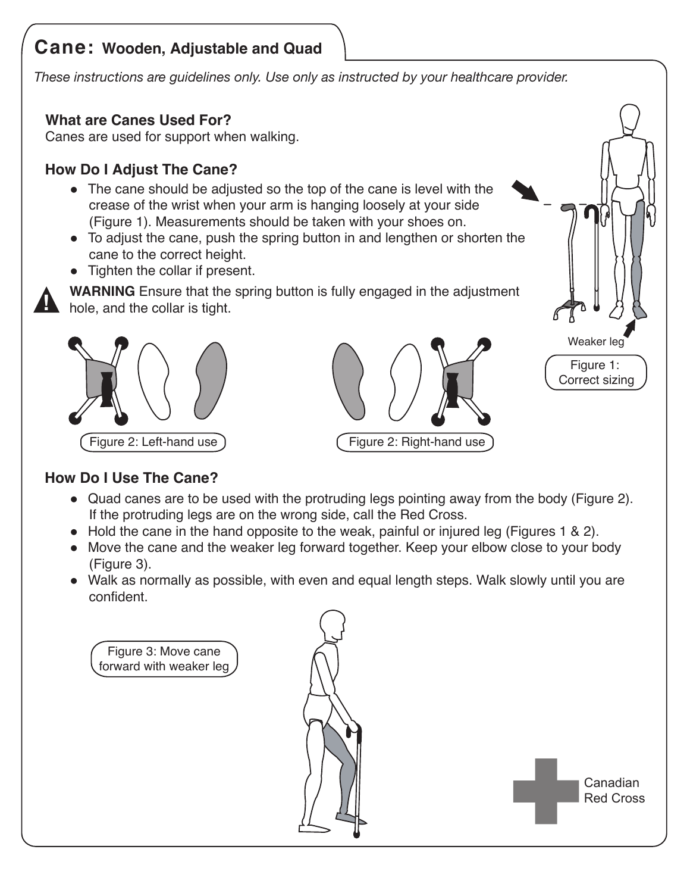# Cane: Wooden, Adjustable and Quad

*These instructions are guidelines only. Use only as instructed by your healthcare provider.*

### What are Canes Used For?

Canes are used for support when walking.

### How Do I Adjust The Cane?

- The cane should be adjusted so the top of the cane is level with the crease of the wrist when your arm is hanging loosely at your side (Figure 1). Measurements should be taken with your shoes on.
- To adjust the cane, push the spring button in and lengthen or shorten the cane to the correct height.
- Tighten the collar if present.

**WARNING** Ensure that the spring button is fully engaged in the adjustment hole, and the collar is tight.

Weaker leg

Figure 1: Correct sizing

Figure 2: Left-hand use

Figure 2: Right-hand use

### How Do I Use The Cane?

- Quad canes are to be used with the protruding legs pointing away from the body (Figure 2). If the protruding legs are on the wrong side, call the Red Cross.
- Hold the cane in the hand opposite to the weak, painful or injured leg (Figures 1 & 2).
- Move the cane and the weaker leg forward together. Keep your elbow close to your body (Figure 3).
- Walk as normally as possible, with even and equal length steps. Walk slowly until you are confident.

Figure 3: Move cane forward with weaker leg

Canadian Red Cross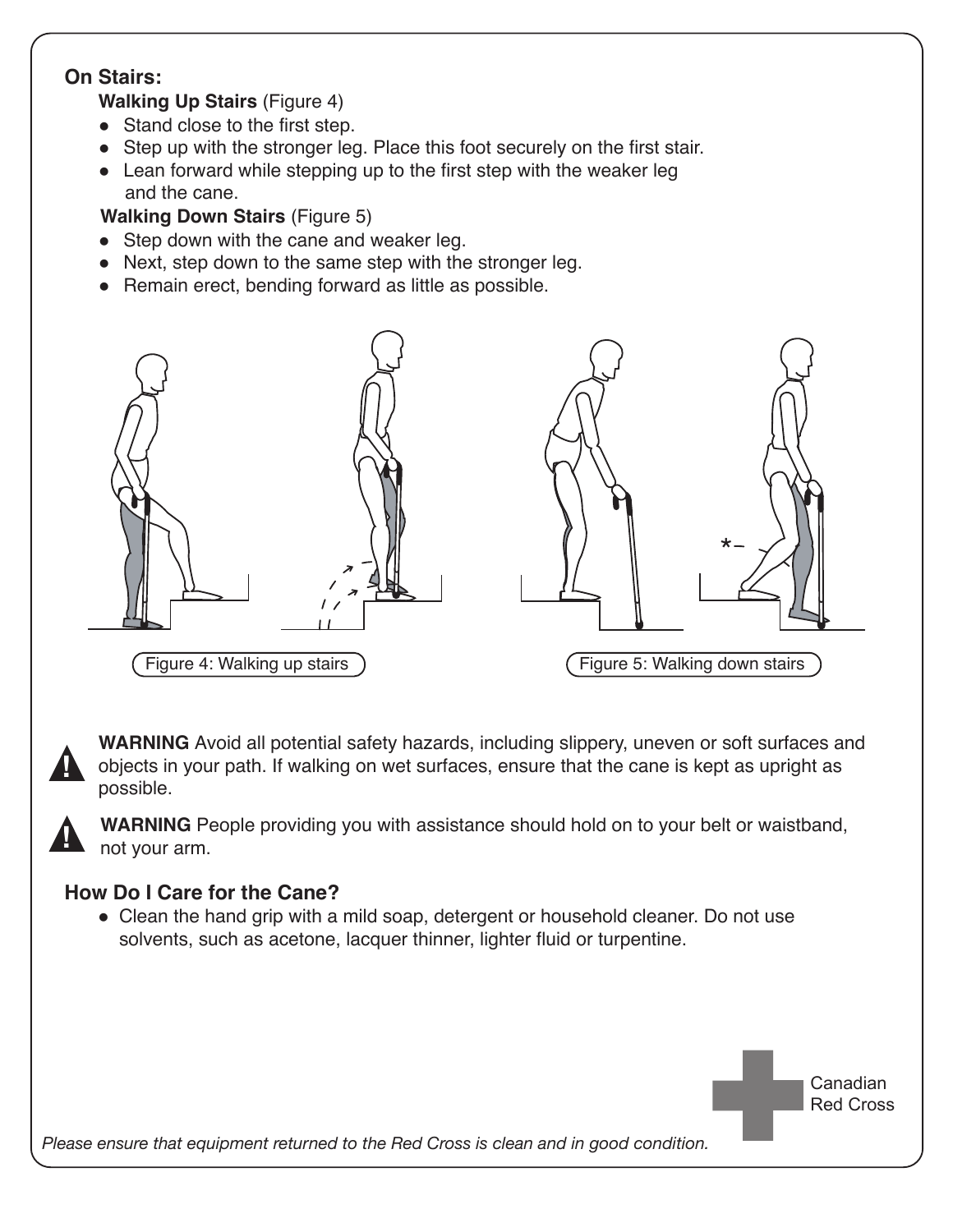## On Stairs:

### Walking Up Stairs (Figure 4)

- Stand close to the first step.
- Step up with the stronger leg. Place this foot securely on the first stair.
- Lean forward while stepping up to the first step with the weaker leg and the cane.

### Walking Down Stairs (Figure 5)

- Step down with the cane and weaker leg.
- Next, step down to the same step with the stronger leg.
- Remain erect, bending forward as little as possible.

Figure 4: Walking up stairs

Figure 5: Walking down stairs

**WARNING** Avoid all potential safety hazards, including slippery, uneven or soft surfaces and objects in your path. If walking on wet surfaces, ensure that the cane is kept as upright as possible.

**WARNING** People providing you with assistance should hold on to your belt or waistband, not your arm.

## How Do I Care for the Cane?

- Clean the hand grip with a mild soap, detergent or household cleaner. Do not use solvents, such as acetone, lacquer thinner, lighter fluid or turpentine.

Canadian Red Cross

*Please ensure that equipment returned to the Red Cross is clean and in good condition.*